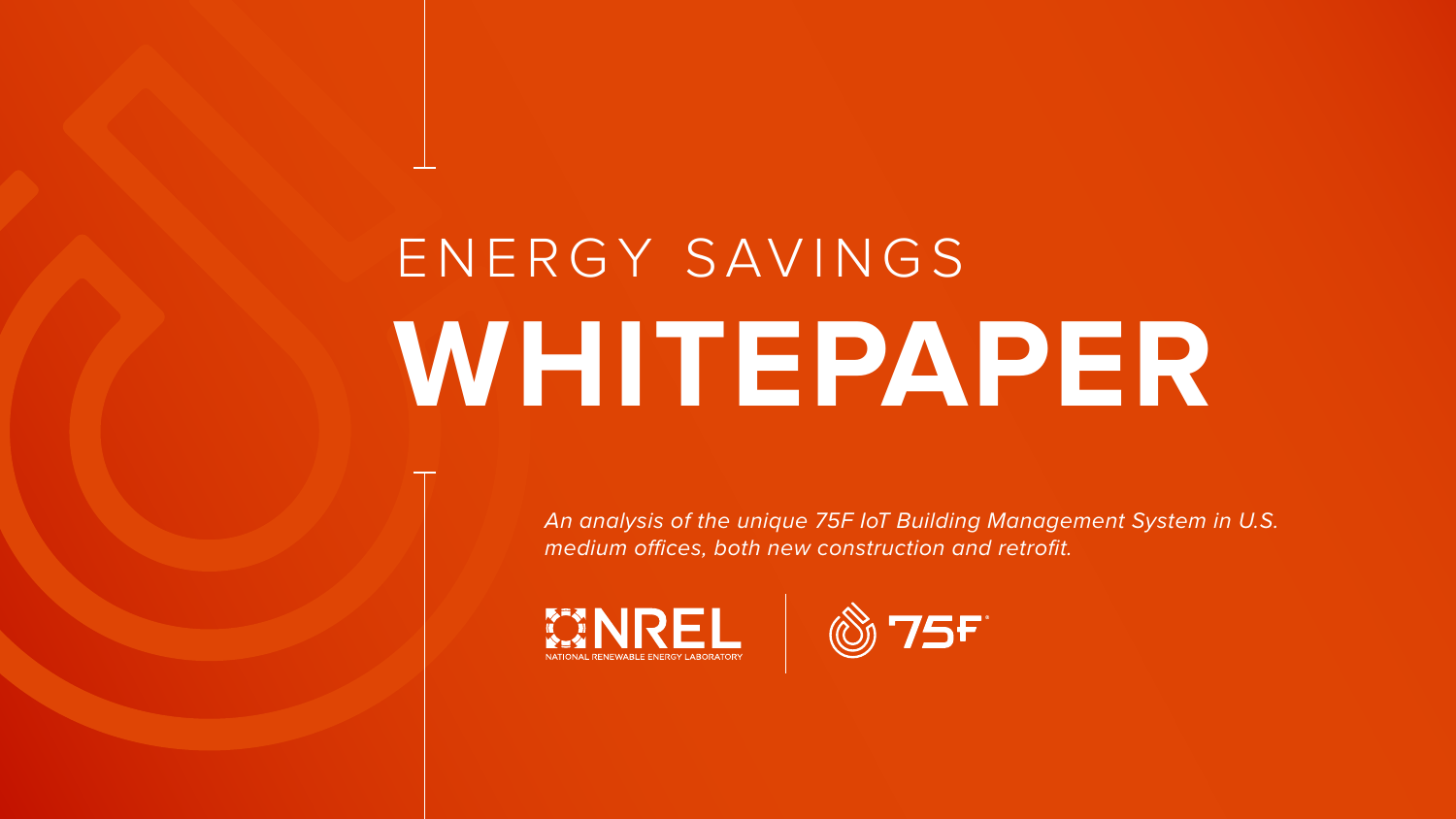# ENERGY SAVINGS WHITEPAPER

*An analysis of the unique 75F IoT Building Management System in U.S. medium offices, both new construction and retrofit.*

NREL NATIONAL RENEWABLE ENERGY LABORATORY | 75F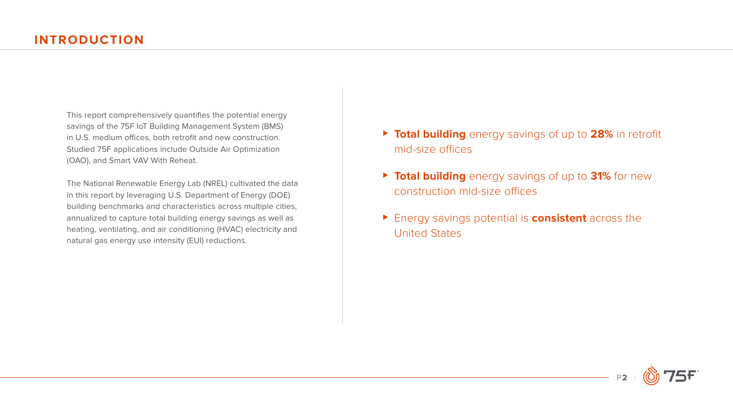# INTRODUCTION

This report comprehensively quantifies the potential energy savings of the 75F IoT Building Management System (BMS) in U.S. medium offices, both retrofit and new construction. Studied 75F applications include Outside Air Optimization (OAO), and Smart VAV With Reheat.

The National Renewable Energy Lab (NREL) cultivated the data in this report by leveraging U.S. Department of Energy (DOE) building benchmarks and characteristics across multiple cities, annualized to capture total building energy savings as well as heating, ventilating, and air conditioning (HVAC) electricity and natural gas energy use intensity (EUI) reductions.

- **Total building** energy savings of up to **28%** in retrofit mid-size offices
- **Total building** energy savings of up to **31%** for new construction mid-size offices
- Energy savings potential is **consistent** across the United States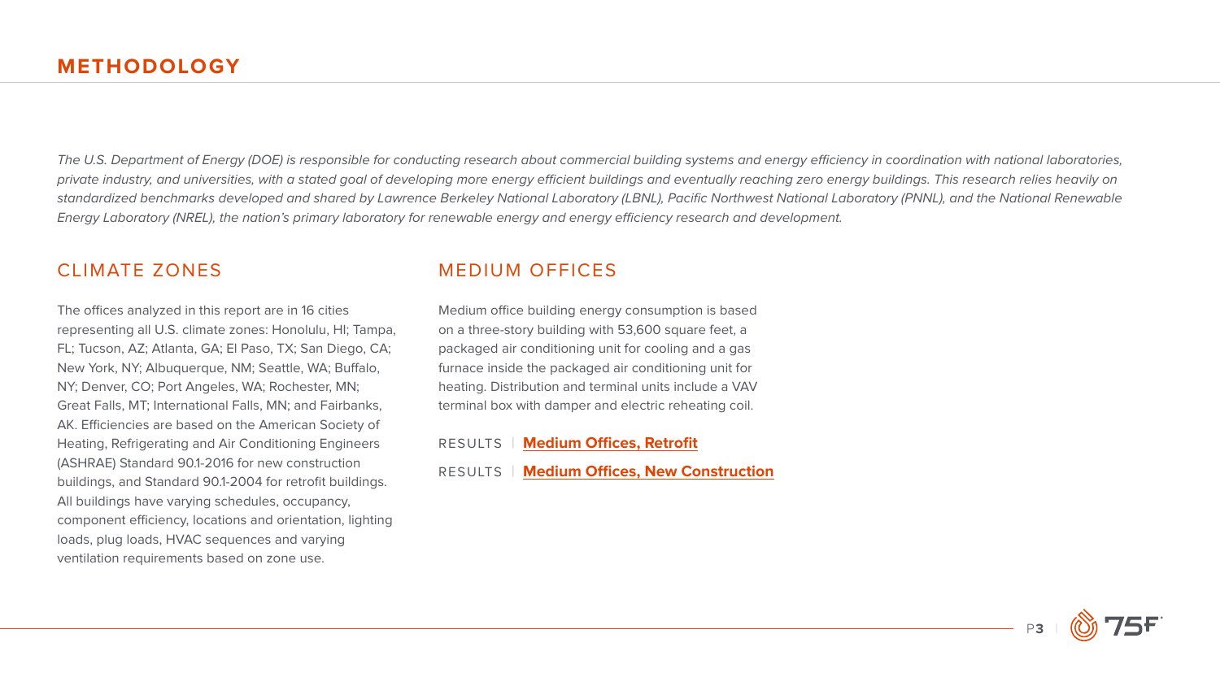# METHODOLOGY

*The U.S. Department of Energy (DOE) is responsible for conducting research about commercial building systems and energy efficiency in coordination with national laboratories, private industry, and universities, with a stated goal of developing more energy efficient buildings and eventually reaching zero energy buildings. This research relies heavily on standardized benchmarks developed and shared by Lawrence Berkeley National Laboratory (LBNL), Pacific Northwest National Laboratory (PNNL), and the National Renewable Energy Laboratory (NREL), the nation's primary laboratory for renewable energy and energy efficiency research and development.*

## CLIMATE ZONES

The offices analyzed in this report are in 16 cities representing all U.S. climate zones: Honolulu, HI; Tampa, FL; Tucson, AZ; Atlanta, GA; El Paso, TX; San Diego, CA; New York, NY; Albuquerque, NM; Seattle, WA; Buffalo, NY; Denver, CO; Port Angeles, WA; Rochester, MN; Great Falls, MT; International Falls, MN; and Fairbanks, AK. Efficiencies are based on the American Society of Heating, Refrigerating and Air Conditioning Engineers (ASHRAE) Standard 90.1-2016 for new construction buildings, and Standard 90.1-2004 for retrofit buildings. All buildings have varying schedules, occupancy, component efficiency, locations and orientation, lighting loads, plug loads, HVAC sequences and varying ventilation requirements based on zone use.

## MEDIUM OFFICES

Medium office building energy consumption is based on a three-story building with 53,600 square feet, a packaged air conditioning unit for cooling and a gas furnace inside the packaged air conditioning unit for heating. Distribution and terminal units include a VAV terminal box with damper and electric reheating coil.

RESULTS | **Medium Offices, Retrofit**

RESULTS | **Medium Offices, New Construction**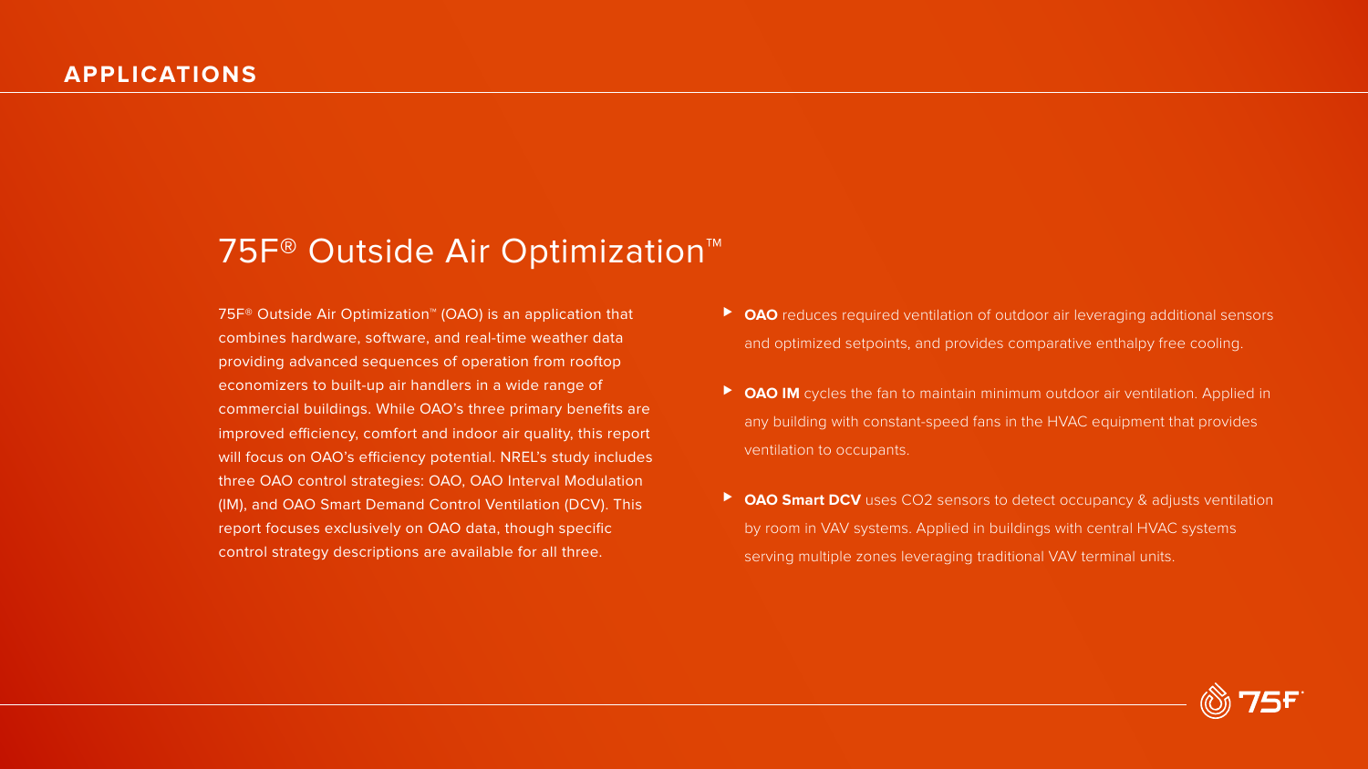## APPLICATIONS

# 75F® Outside Air Optimization™

75F® Outside Air Optimization™ (OAO) is an application that combines hardware, software, and real-time weather data providing advanced sequences of operation from rooftop economizers to built-up air handlers in a wide range of commercial buildings. While OAO's three primary benefits are improved efficiency, comfort and indoor air quality, this report will focus on OAO's efficiency potential. NREL's study includes three OAO control strategies: OAO, OAO Interval Modulation (IM), and OAO Smart Demand Control Ventilation (DCV). This report focuses exclusively on OAO data, though specific control strategy descriptions are available for all three.

- **OAO** reduces required ventilation of outdoor air leveraging additional sensors and optimized setpoints, and provides comparative enthalpy free cooling.
- **OAO IM** cycles the fan to maintain minimum outdoor air ventilation. Applied in any building with constant-speed fans in the HVAC equipment that provides ventilation to occupants.
- **OAO Smart DCV** uses $CO_2$ sensors to detect occupancy & adjusts ventilation by room in VAV systems. Applied in buildings with central HVAC systems serving multiple zones leveraging traditional VAV terminal units.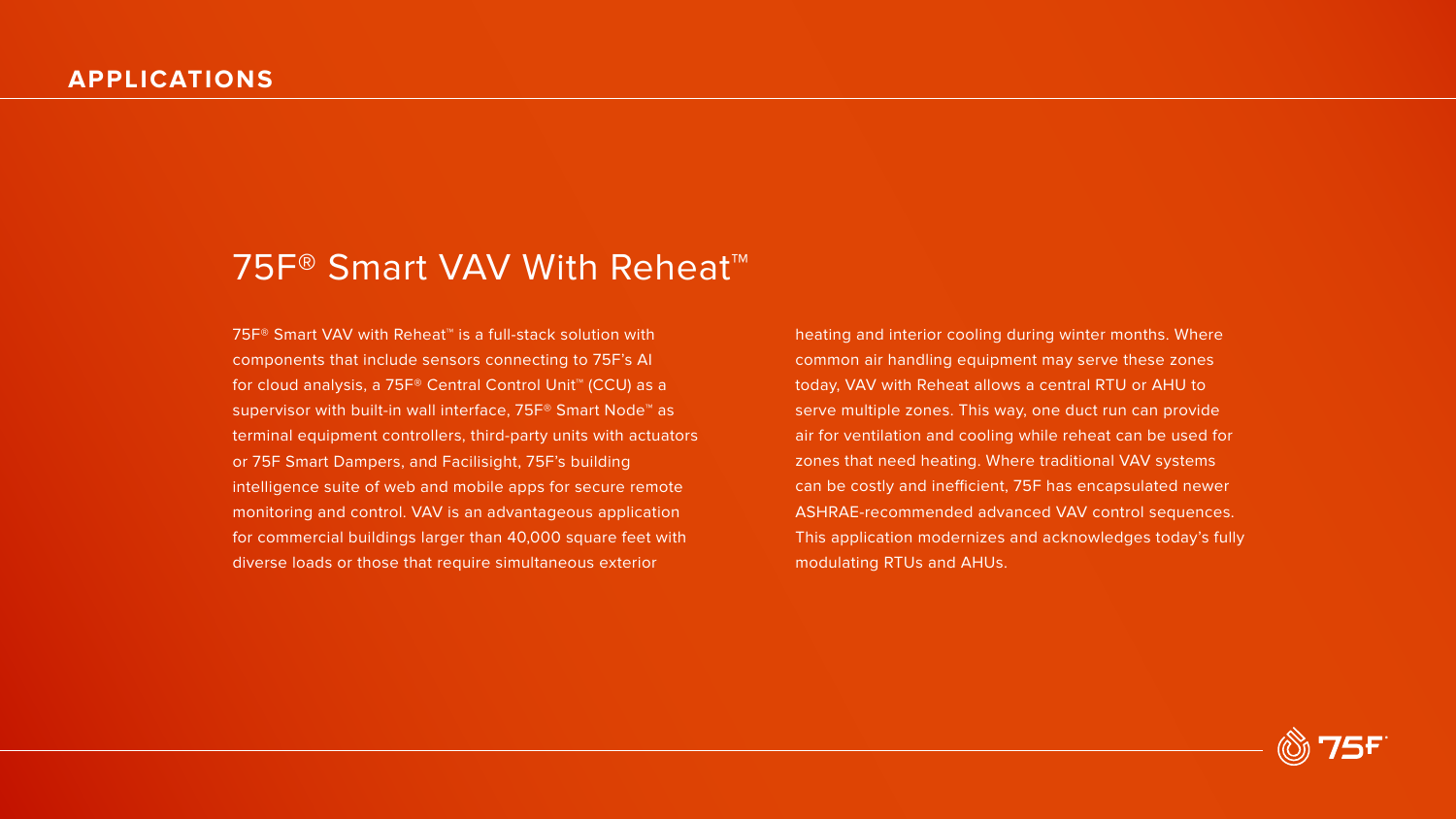## APPLICATIONS

# 75F® Smart VAV With Reheat™

75F® Smart VAV with Reheat™ is a full-stack solution with components that include sensors connecting to 75F's AI for cloud analysis, a 75F® Central Control Unit™ (CCU) as a supervisor with built-in wall interface, 75F® Smart Node™ as terminal equipment controllers, third-party units with actuators or 75F Smart Dampers, and Facilisight, 75F's building intelligence suite of web and mobile apps for secure remote monitoring and control. VAV is an advantageous application for commercial buildings larger than 40,000 square feet with diverse loads or those that require simultaneous exterior heating and interior cooling during winter months. Where common air handling equipment may serve these zones today, VAV with Reheat allows a central RTU or AHU to serve multiple zones. This way, one duct run can provide air for ventilation and cooling while reheat can be used for zones that need heating. Where traditional VAV systems can be costly and inefficient, 75F has encapsulated newer ASHRAE-recommended advanced VAV control sequences. This application modernizes and acknowledges today's fully modulating RTUs and AHUs.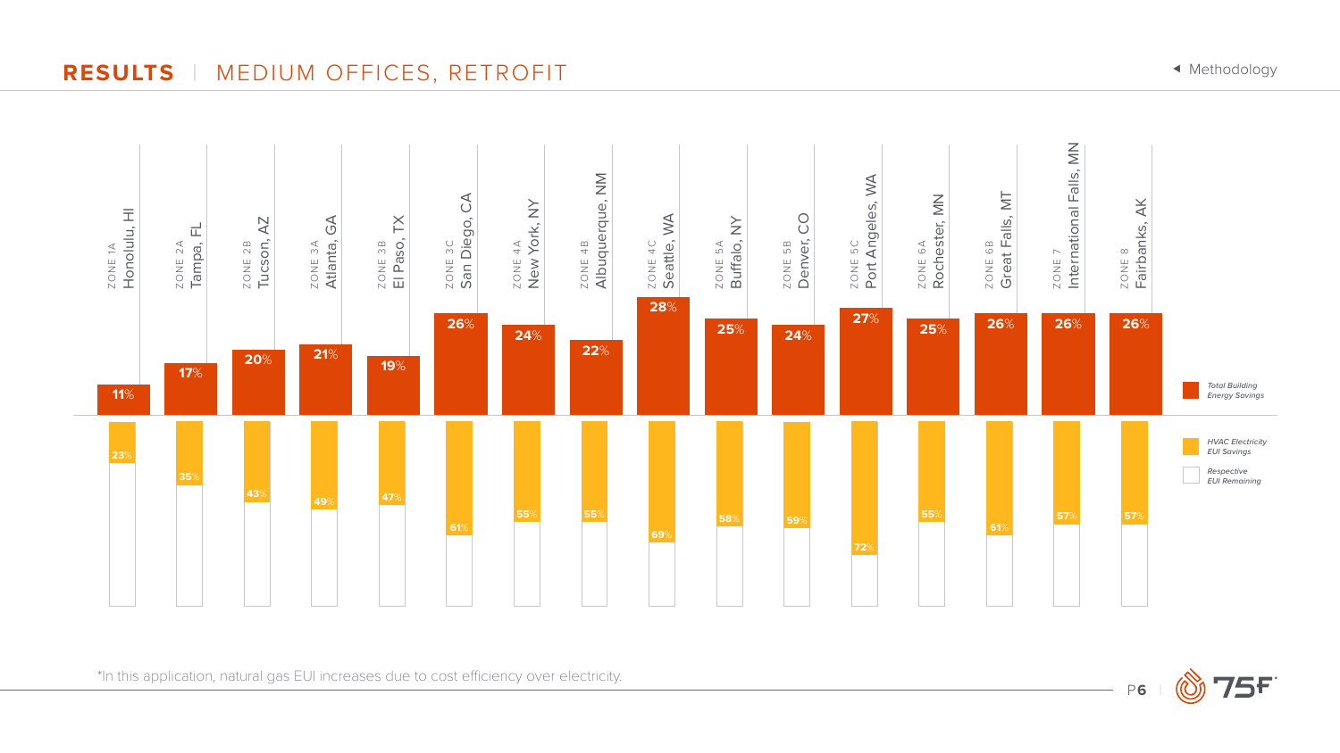# RESULTS | MEDIUM OFFICES, RETROFIT

Methodology

| Zone | City | Total Building Energy Savings | HVAC Electricity EUI Savings |
|---|---|---|---|
| ZONE 1A | Honolulu, HI | 11% | 23% |
| ZONE 2A | Tampa, FL | 17% | 35% |
| ZONE 2B | Tucson, AZ | 20% | 43% |
| ZONE 3A | Atlanta, GA | 21% | 49% |
| ZONE 3B | El Paso, TX | 19% | 47% |
| ZONE 3C | San Diego, CA | 26% | 61% |
| ZONE 4A | New York, NY | 24% | 55% |
| ZONE 4B | Albuquerque, NM | 22% | 55% |
| ZONE 4C | Seattle, WA | 28% | 69% |
| ZONE 5A | Buffalo, NY | 25% | 58% |
| ZONE 5B | Denver, CO | 24% | 59% |
| ZONE 5C | Port Angeles, WA | 27% | 72% |
| ZONE 6A | Rochester, MN | 25% | 55% |
| ZONE 6B | Great Falls, MT | 26% | 61% |
| ZONE 7 | International Falls, MN | 26% | 57% |
| ZONE 8 | Fairbanks, AK | 26% | 57% |

*Total Building Energy Savings*

*HVAC Electricity EUI Savings*

*Respective EUI Remaining*

*In this application, natural gas EUI increases due to cost efficiency over electricity.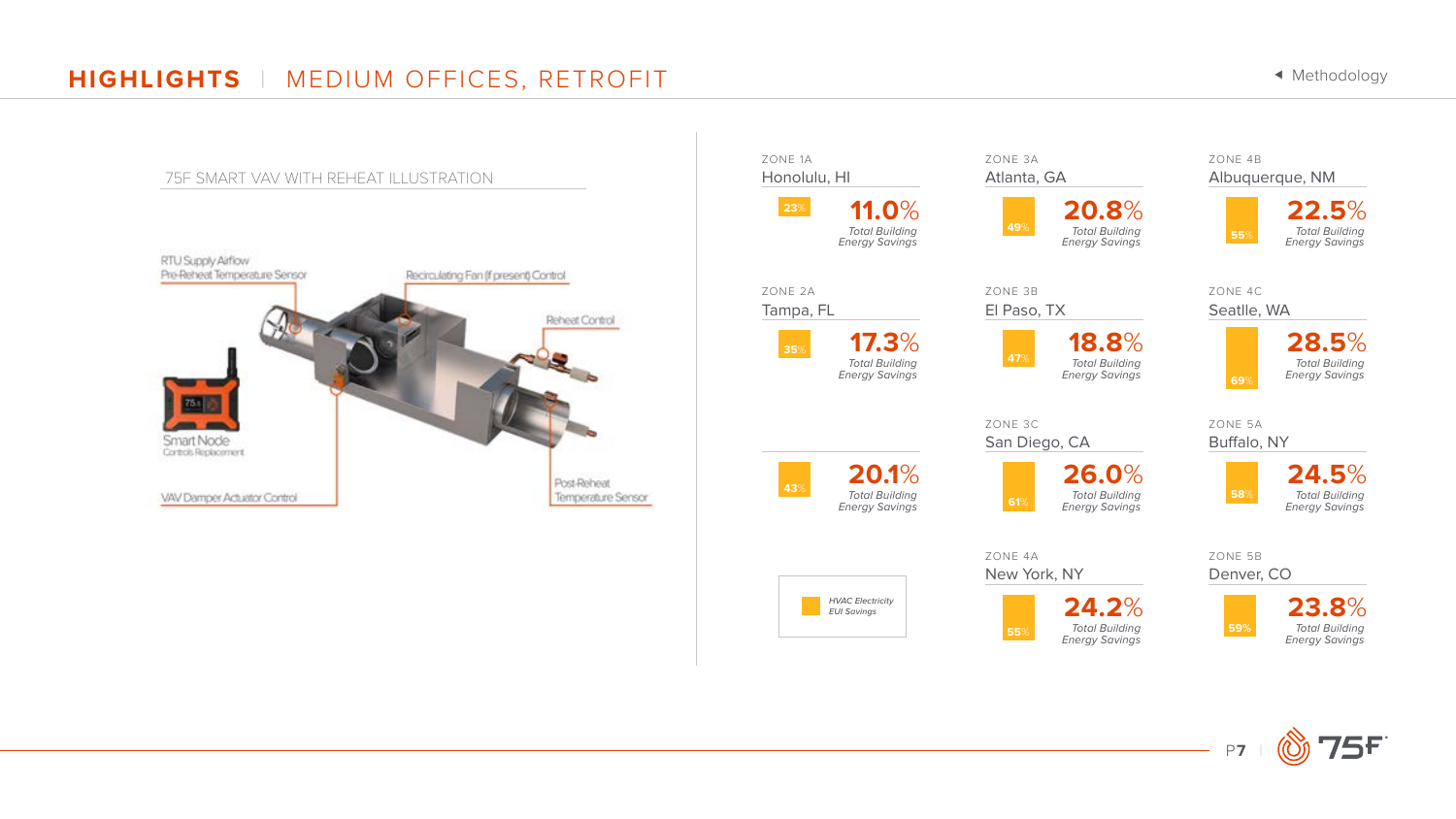# HIGHLIGHTS | MEDIUM OFFICES, RETROFIT

Methodology

## 75F SMART VAV WITH REHEAT ILLUSTRATION

- RTU Supply Airflow Pre-Reheat Temperature Sensor
- Recirculating Fan (if present) Control
- Reheat Control
- Smart Node Controls Replacement
- VAV Damper Actuator Control
- Post-Reheat Temperature Sensor

| Zone | Location | HVAC Electricity EUI Savings | Total Building Energy Savings |
|---|---|---|---|
| ZONE 1A | Honolulu, HI | 23% | 11.0% |
| ZONE 2A | Tampa, FL | 35% | 17.3% |
| | | 43% | 20.1% |
| ZONE 3A | Atlanta, GA | 49% | 20.8% |
| ZONE 3B | El Paso, TX | 47% | 18.8% |
| ZONE 3C | San Diego, CA | 61% | 26.0% |
| ZONE 4A | New York, NY | 55% | 24.2% |
| ZONE 4B | Albuquerque, NM | 55% | 22.5% |
| ZONE 4C | Seatlle, WA | 69% | 28.5% |
| ZONE 5A | Buffalo, NY | 58% | 24.5% |
| ZONE 5B | Denver, CO | 59% | 23.8% |

*HVAC Electricity EUI Savings*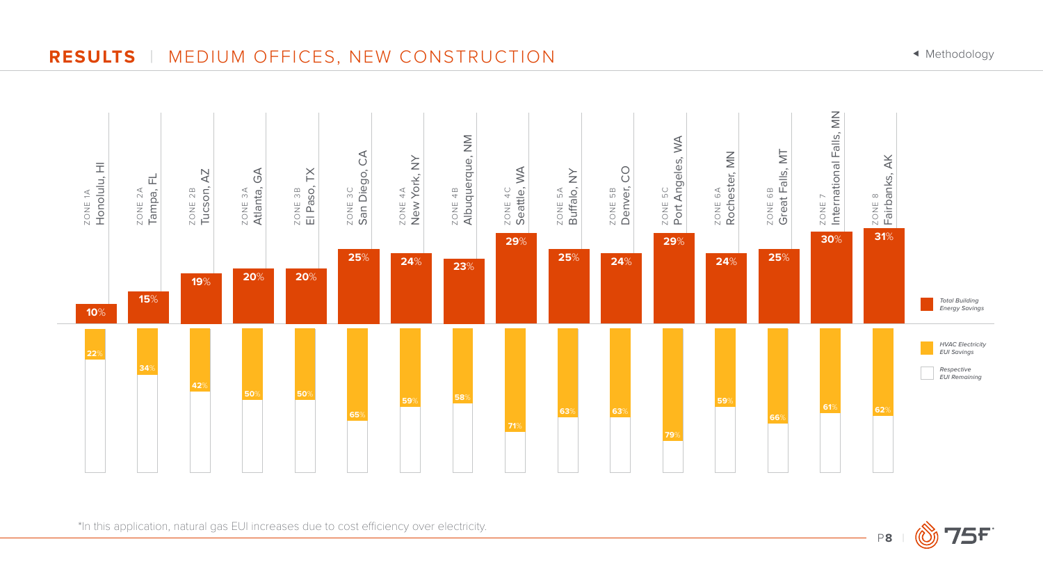# RESULTS | MEDIUM OFFICES, NEW CONSTRUCTION

◂ Methodology

| Zone | Location | Total Building Energy Savings | HVAC Electricity EUI Savings |
|---|---|---|---|
| ZONE 1A | Honolulu, HI | 10% | 22% |
| ZONE 2A | Tampa, FL | 15% | 34% |
| ZONE 2B | Tucson, AZ | 19% | 42% |
| ZONE 3A | Atlanta, GA | 20% | 50% |
| ZONE 3B | El Paso, TX | 20% | 50% |
| ZONE 3C | San Diego, CA | 25% | 65% |
| ZONE 4A | New York, NY | 24% | 59% |
| ZONE 4B | Albuquerque, NM | 23% | 58% |
| ZONE 4C | Seattle, WA | 29% | 71% |
| ZONE 5A | Buffalo, NY | 25% | 63% |
| ZONE 5B | Denver, CO | 24% | 63% |
| ZONE 5C | Port Angeles, WA | 29% | 79% |
| ZONE 6A | Rochester, MN | 24% | 59% |
| ZONE 6B | Great Falls, MT | 25% | 66% |
| ZONE 7 | International Falls, MN | 30% | 61% |
| ZONE 8 | Fairbanks, AK | 31% | 62% |

*Total Building Energy Savings*

*HVAC Electricity EUI Savings*

*Respective EUI Remaining*

*In this application, natural gas EUI increases due to cost efficiency over electricity.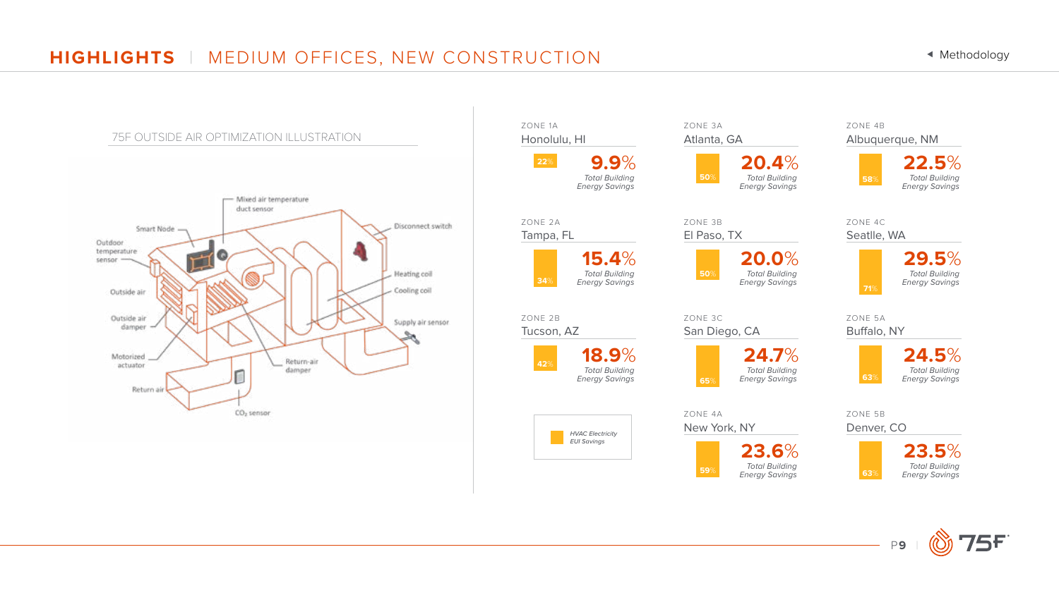# HIGHLIGHTS | MEDIUM OFFICES, NEW CONSTRUCTION

Methodology

## 75F OUTSIDE AIR OPTIMIZATION ILLUSTRATION

Mixed air temperature duct sensor

Smart Node

Outdoor temperature sensor

Outside air

Outside air damper

Motorized actuator

Return air

$CO_2$ sensor

Return-air damper

Disconnect switch

Heating coil

Cooling coil

Supply air sensor

| Zone | City | HVAC Electricity EUI Savings | Total Building Energy Savings |
|---|---|---|---|
| ZONE 1A | Honolulu, HI | 22% | 9.9% |
| ZONE 2A | Tampa, FL | 34% | 15.4% |
| ZONE 2B | Tucson, AZ | 42% | 18.9% |
| ZONE 3A | Atlanta, GA | 50% | 20.4% |
| ZONE 3B | El Paso, TX | 50% | 20.0% |
| ZONE 3C | San Diego, CA | 65% | 24.7% |
| ZONE 4A | New York, NY | 59% | 23.6% |
| ZONE 4B | Albuquerque, NM | 58% | 22.5% |
| ZONE 4C | Seatlle, WA | 71% | 29.5% |
| ZONE 5A | Buffalo, NY | 63% | 24.5% |
| ZONE 5B | Denver, CO | 63% | 23.5% |

*HVAC Electricity EUI Savings*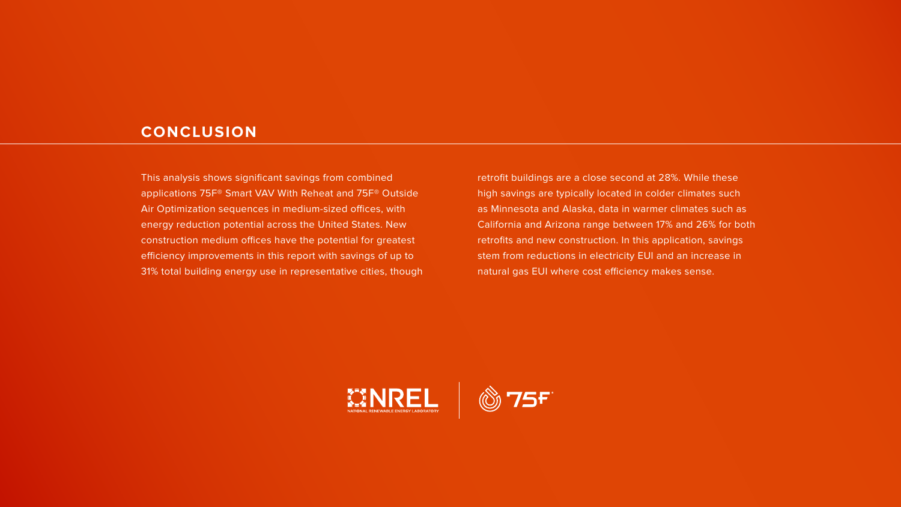## CONCLUSION

This analysis shows significant savings from combined applications 75F® Smart VAV With Reheat and 75F® Outside Air Optimization sequences in medium-sized offices, with energy reduction potential across the United States. New construction medium offices have the potential for greatest efficiency improvements in this report with savings of up to 31% total building energy use in representative cities, though retrofit buildings are a close second at 28%. While these high savings are typically located in colder climates such as Minnesota and Alaska, data in warmer climates such as California and Arizona range between 17% and 26% for both retrofits and new construction. In this application, savings stem from reductions in electricity EUI and an increase in natural gas EUI where cost efficiency makes sense.